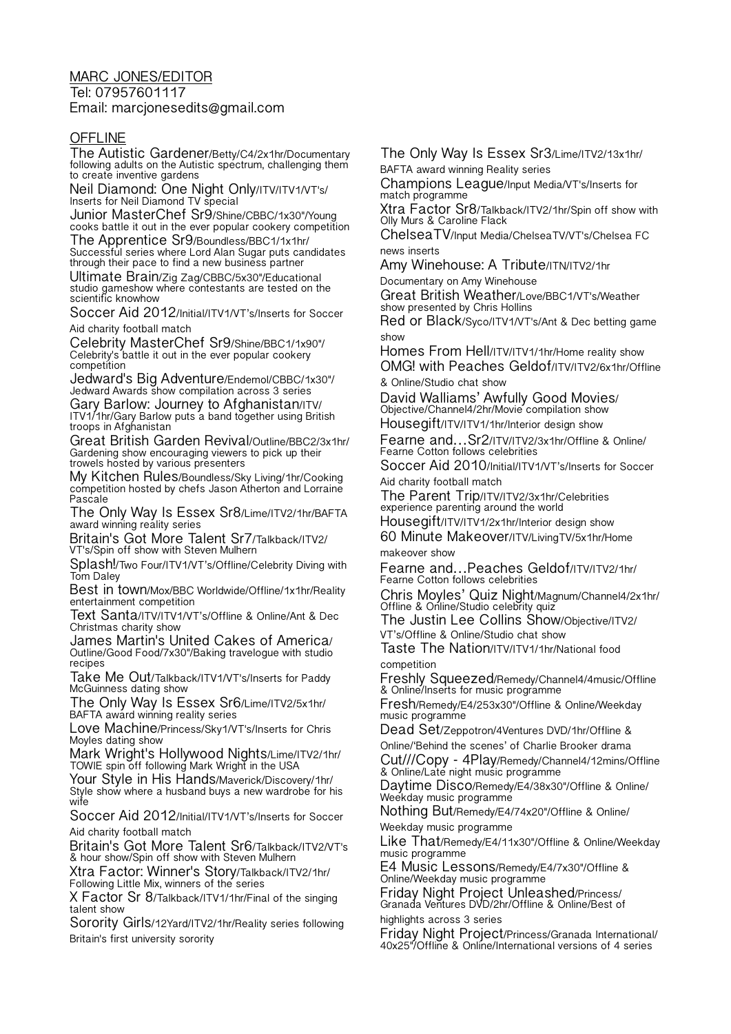MARC JONES/EDITOR
Tel: 07957601117
Email: marcjonesedits@gmail.com

OFFLINE

The Autistic Gardener/Betty/C4/2x1hr/Documentary following adults on the Autistic spectrum, challenging them to create inventive gardens

Neil Diamond: One Night Only/ITV/ITV1/VT's/Inserts for Neil Diamond TV special

Junior MasterChef Sr9/Shine/CBBC/1x30"/Young cooks battle it out in the ever popular cookery competition

The Apprentice Sr9/Boundless/BBC1/1x1hr/Successful series where Lord Alan Sugar puts candidates through their pace to find a new business partner

Ultimate Brain/Zig Zag/CBBC/5x30"/Educational studio gameshow where contestants are tested on the scientific knowhow

Soccer Aid 2012/Initial/ITV1/VT's/Inserts for Soccer Aid charity football match

Celebrity MasterChef Sr9/Shine/BBC1/1x90"/Celebrity's battle it out in the ever popular cookery competition

Jedward's Big Adventure/Endemol/CBBC/1x30"/Jedward Awards show compilation across 3 series

Gary Barlow: Journey to Afghanistan/ITV/ITV1/1hr/Gary Barlow puts a band together using British troops in Afghanistan

Great British Garden Revival/Outline/BBC2/3x1hr/Gardening show encouraging viewers to pick up their trowels hosted by various presenters

My Kitchen Rules/Boundless/Sky Living/1hr/Cooking competition hosted by chefs Jason Atherton and Lorraine Pascale

The Only Way Is Essex Sr8/Lime/ITV2/1hr/BAFTA award winning reality series

Britain's Got More Talent Sr7/Talkback/ITV2/VT's/Spin off show with Steven Mulhern

Splash!/Two Four/ITV1/VT's/Offline/Celebrity Diving with Tom Daley

Best in town/Mox/BBC Worldwide/Offline/1x1hr/Reality entertainment competition

Text Santa/ITV/ITV1/VT's/Offline & Online/Ant & Dec Christmas charity show

James Martin's United Cakes of America/Outline/Good Food/7x30"/Baking travelogue with studio recipes

Take Me Out/Talkback/ITV1/VT's/Inserts for Paddy McGuinness dating show

The Only Way Is Essex Sr6/Lime/ITV2/5x1hr/BAFTA award winning reality series

Love Machine/Princess/Sky1/VT's/Inserts for Chris Moyles dating show

Mark Wright's Hollywood Nights/Lime/ITV2/1hr/TOWIE spin off following Mark Wright in the USA

Your Style in His Hands/Maverick/Discovery/1hr/Style show where a husband buys a new wardrobe for his wife

Soccer Aid 2012/Initial/ITV1/VT's/Inserts for Soccer Aid charity football match

Britain's Got More Talent Sr6/Talkback/ITV2/VT's & hour show/Spin off show with Steven Mulhern

Xtra Factor: Winner's Story/Talkback/ITV2/1hr/Following Little Mix, winners of the series

X Factor Sr 8/Talkback/ITV1/1hr/Final of the singing talent show

Sorority Girls/12Yard/ITV2/1hr/Reality series following Britain's first university sorority

The Only Way Is Essex Sr3/Lime/ITV2/13x1hr/BAFTA award winning Reality series

Champions League/Input Media/VT's/Inserts for match programme

Xtra Factor Sr8/Talkback/ITV2/1hr/Spin off show with Olly Murs & Caroline Flack

ChelseaTV/Input Media/ChelseaTV/VT's/Chelsea FC news inserts

Amy Winehouse: A Tribute/ITN/ITV2/1hr Documentary on Amy Winehouse

Great British Weather/Love/BBC1/VT's/Weather show presented by Chris Hollins

Red or Black/Syco/ITV1/VT's/Ant & Dec betting game show

Homes From Hell/ITV/ITV1/1hr/Home reality show

OMG! with Peaches Geldof/ITV/ITV2/6x1hr/Offline & Online/Studio chat show

David Walliams' Awfully Good Movies/Objective/Channel4/2hr/Movie compilation show

Housegift/ITV/ITV1/1hr/Interior design show

Fearne and…Sr2/ITV/ITV2/3x1hr/Offline & Online/Fearne Cotton follows celebrities

Soccer Aid 2010/Initial/ITV1/VT's/Inserts for Soccer Aid charity football match

The Parent Trip/ITV/ITV2/3x1hr/Celebrities experience parenting around the world

Housegift/ITV/ITV1/2x1hr/Interior design show

60 Minute Makeover/ITV/LivingTV/5x1hr/Home makeover show

Fearne and…Peaches Geldof/ITV/ITV2/1hr/Fearne Cotton follows celebrities

Chris Moyles' Quiz Night/Magnum/Channel4/2x1hr/Offline & Online/Studio celebrity quiz

The Justin Lee Collins Show/Objective/ITV2/VT's/Offline & Online/Studio chat show

Taste The Nation/ITV/ITV1/1hr/National food competition

Freshly Squeezed/Remedy/Channel4/4music/Offline & Online/Inserts for music programme

Fresh/Remedy/E4/253x30"/Offline & Online/Weekday music programme

Dead Set/Zeppotron/4Ventures DVD/1hr/Offline & Online/'Behind the scenes' of Charlie Brooker drama

Cut///Copy - 4Play/Remedy/Channel4/12mins/Offline & Online/Late night music programme

Daytime Disco/Remedy/E4/38x30"/Offline & Online/Weekday music programme

Nothing But/Remedy/E4/74x20"/Offline & Online/Weekday music programme

Like That/Remedy/E4/11x30"/Offline & Online/Weekday music programme

E4 Music Lessons/Remedy/E4/7x30"/Offline & Online/Weekday music programme

Friday Night Project Unleashed/Princess/Granada Ventures DVD/2hr/Offline & Online/Best of highlights across 3 series

Friday Night Project/Princess/Granada International/40x25"/Offline & Online/International versions of 4 series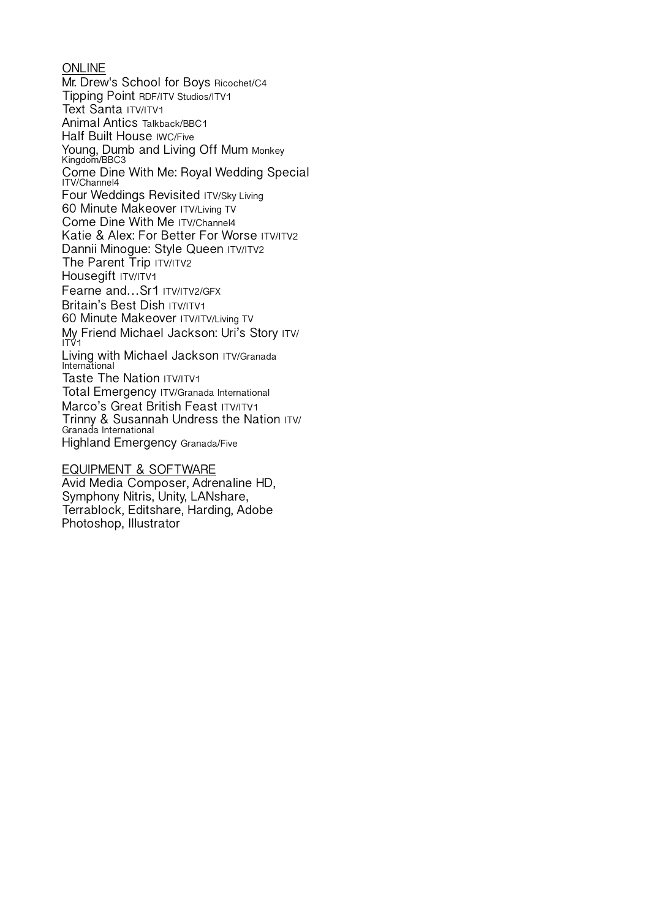ONLINE

Mr. Drew's School for Boys Ricochet/C4
Tipping Point RDF/ITV Studios/ITV1
Text Santa ITV/ITV1
Animal Antics Talkback/BBC1
Half Built House IWC/Five
Young, Dumb and Living Off Mum Monkey Kingdom/BBC3
Come Dine With Me: Royal Wedding Special ITV/Channel4
Four Weddings Revisited ITV/Sky Living
60 Minute Makeover ITV/Living TV
Come Dine With Me ITV/Channel4
Katie & Alex: For Better For Worse ITV/ITV2
Dannii Minogue: Style Queen ITV/ITV2
The Parent Trip ITV/ITV2
Housegift ITV/ITV1
Fearne and…Sr1 ITV/ITV2/GFX
Britain's Best Dish ITV/ITV1
60 Minute Makeover ITV/ITV/Living TV
My Friend Michael Jackson: Uri's Story ITV/ITV1
Living with Michael Jackson ITV/Granada International
Taste The Nation ITV/ITV1
Total Emergency ITV/Granada International
Marco's Great British Feast ITV/ITV1
Trinny & Susannah Undress the Nation ITV/Granada International
Highland Emergency Granada/Five

EQUIPMENT & SOFTWARE

Avid Media Composer, Adrenaline HD, Symphony Nitris, Unity, LANshare, Terrablock, Editshare, Harding, Adobe Photoshop, Illustrator